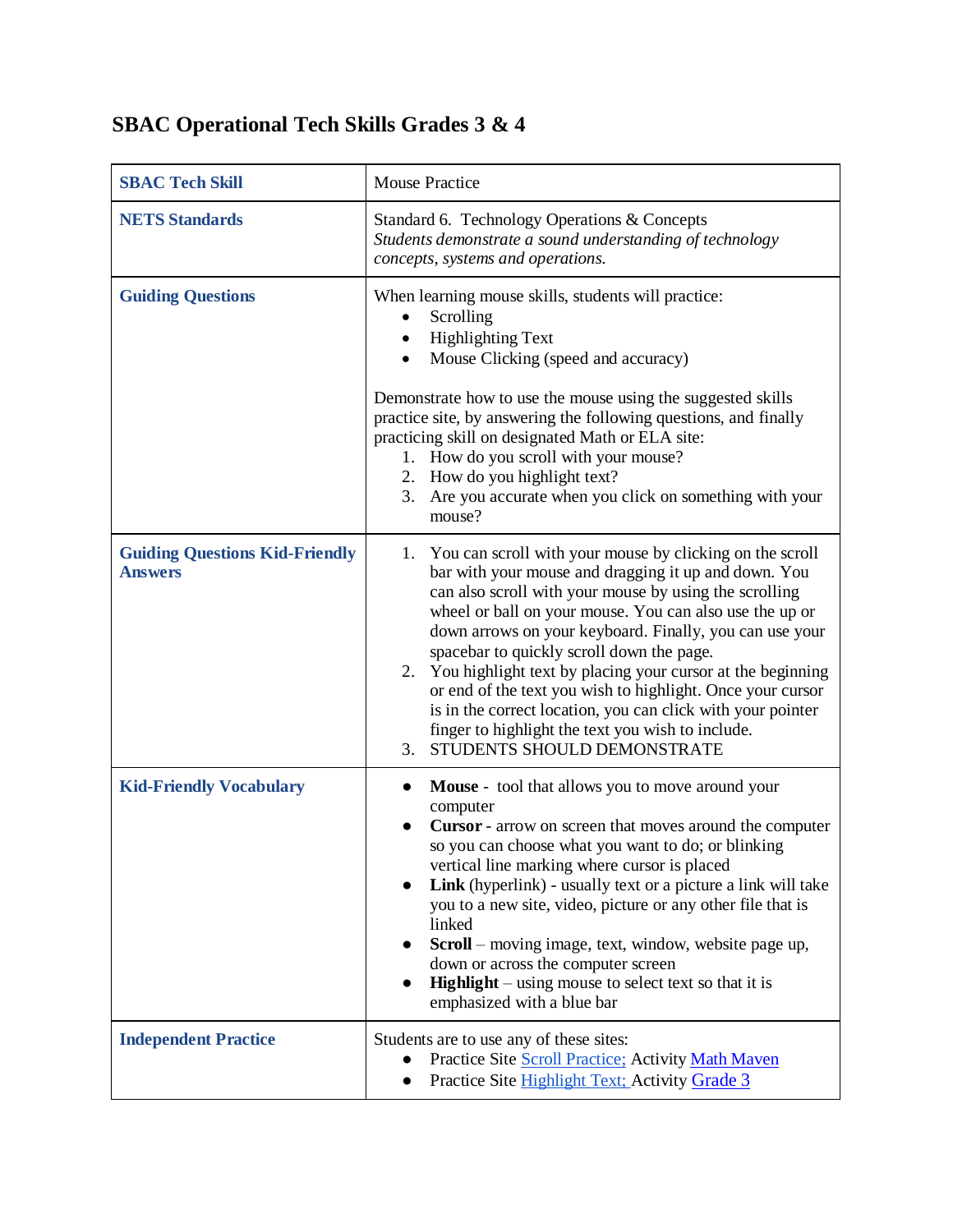## SBAC Operational Tech Skills Grades 3 & 4

| **SBAC Tech Skill** | Mouse Practice |
|---|---|
| **NETS Standards** | Standard 6. Technology Operations & Concepts<br>*Students demonstrate a sound understanding of technology concepts, systems and operations.* |
| **Guiding Questions** | When learning mouse skills, students will practice:<br>• Scrolling<br>• Highlighting Text<br>• Mouse Clicking (speed and accuracy)<br><br>Demonstrate how to use the mouse using the suggested skills practice site, by answering the following questions, and finally practicing skill on designated Math or ELA site:<br>1. How do you scroll with your mouse?<br>2. How do you highlight text?<br>3. Are you accurate when you click on something with your mouse? |
| **Guiding Questions Kid-Friendly Answers** | 1. You can scroll with your mouse by clicking on the scroll bar with your mouse and dragging it up and down. You can also scroll with your mouse by using the scrolling wheel or ball on your mouse. You can also use the up or down arrows on your keyboard. Finally, you can use your spacebar to quickly scroll down the page.<br>2. You highlight text by placing your cursor at the beginning or end of the text you wish to highlight. Once your cursor is in the correct location, you can click with your pointer finger to highlight the text you wish to include.<br>3. STUDENTS SHOULD DEMONSTRATE |
| **Kid-Friendly Vocabulary** | • **Mouse** - tool that allows you to move around your computer<br>• **Cursor** - arrow on screen that moves around the computer so you can choose what you want to do; or blinking vertical line marking where cursor is placed<br>• **Link** (hyperlink) - usually text or a picture a link will take you to a new site, video, picture or any other file that is linked<br>• **Scroll** – moving image, text, window, website page up, down or across the computer screen<br>• **Highlight** – using mouse to select text so that it is emphasized with a blue bar |
| **Independent Practice** | Students are to use any of these sites:<br>• Practice Site Scroll Practice; Activity Math Maven<br>• Practice Site Highlight Text; Activity Grade 3 |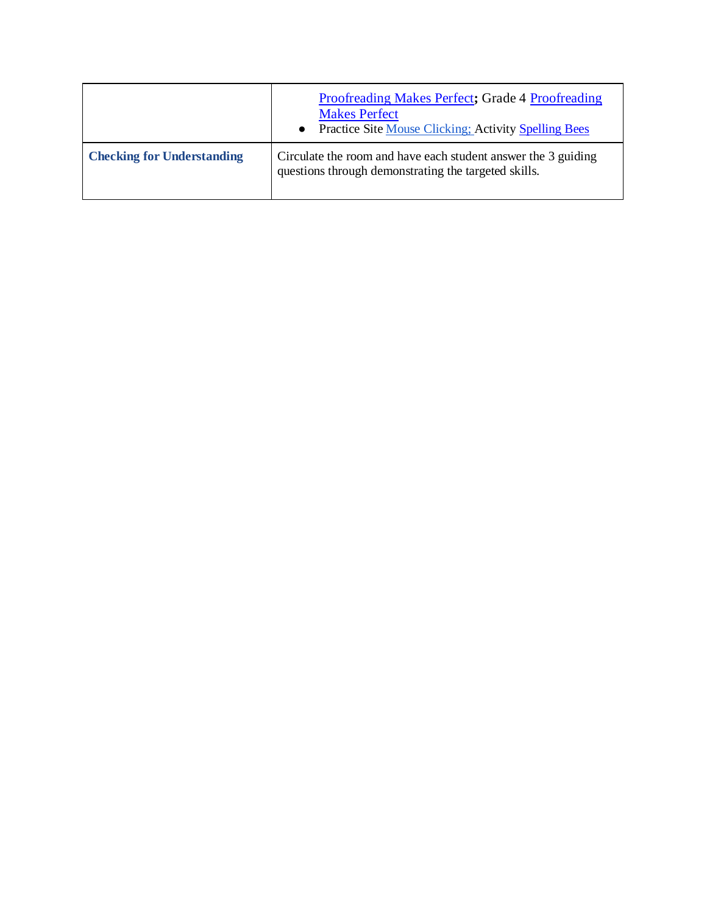| | |
|---|---|
| | Proofreading Makes Perfect; Grade 4 Proofreading Makes Perfect<br>• Practice Site Mouse Clicking; Activity Spelling Bees |
| **Checking for Understanding** | Circulate the room and have each student answer the 3 guiding questions through demonstrating the targeted skills. |